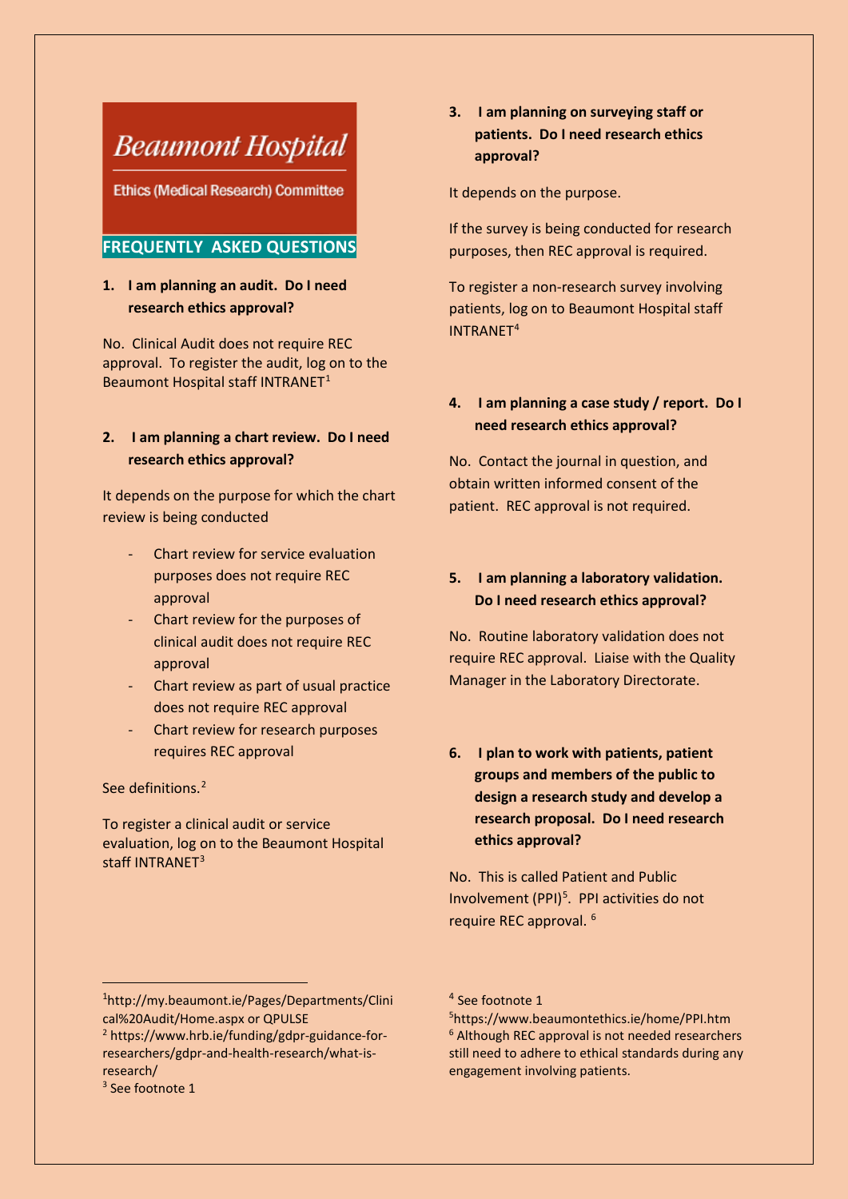# Beaumont Hospital

Ethics (Medical Research) Committee

## FREQUENTLY ASKED QUESTIONS

**1. I am planning an audit. Do I need research ethics approval?**

No. Clinical Audit does not require REC approval. To register the audit, log on to the Beaumont Hospital staff INTRANET[1]

**2. I am planning a chart review. Do I need research ethics approval?**

It depends on the purpose for which the chart review is being conducted

- Chart review for service evaluation purposes does not require REC approval
- Chart review for the purposes of clinical audit does not require REC approval
- Chart review as part of usual practice does not require REC approval
- Chart review for research purposes requires REC approval

See definitions.[2]

To register a clinical audit or service evaluation, log on to the Beaumont Hospital staff INTRANET[3]

**3. I am planning on surveying staff or patients. Do I need research ethics approval?**

It depends on the purpose.

If the survey is being conducted for research purposes, then REC approval is required.

To register a non-research survey involving patients, log on to Beaumont Hospital staff INTRANET[4]

**4. I am planning a case study / report. Do I need research ethics approval?**

No. Contact the journal in question, and obtain written informed consent of the patient. REC approval is not required.

**5. I am planning a laboratory validation. Do I need research ethics approval?**

No. Routine laboratory validation does not require REC approval. Liaise with the Quality Manager in the Laboratory Directorate.

**6. I plan to work with patients, patient groups and members of the public to design a research study and develop a research proposal. Do I need research ethics approval?**

No. This is called Patient and Public Involvement (PPI)[5]. PPI activities do not require REC approval. [6]

---

[1] http://my.beaumont.ie/Pages/Departments/Clinical%20Audit/Home.aspx or QPULSE

[2] https://www.hrb.ie/funding/gdpr-guidance-for-researchers/gdpr-and-health-research/what-is-research/

[3] See footnote 1

[4] See footnote 1

[5] https://www.beaumontethics.ie/home/PPI.htm

[6] Although REC approval is not needed researchers still need to adhere to ethical standards during any engagement involving patients.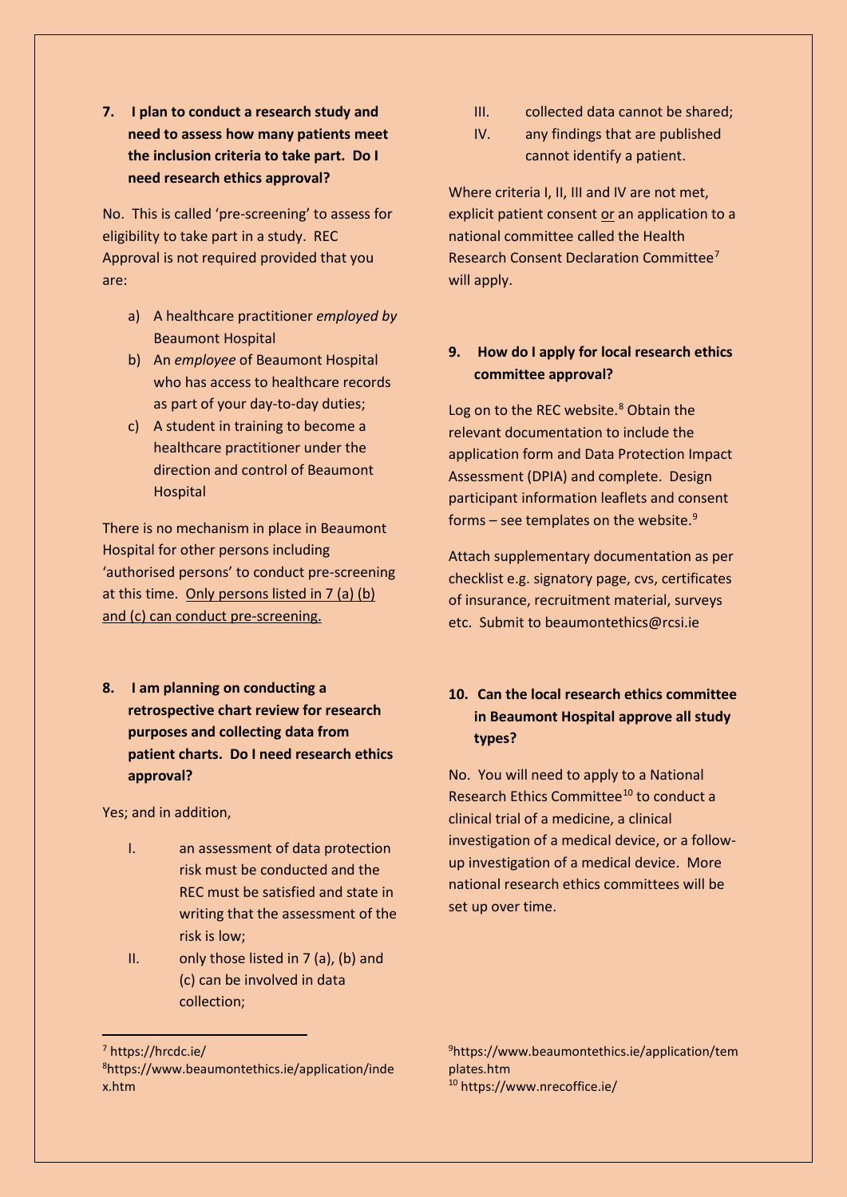**7. I plan to conduct a research study and need to assess how many patients meet the inclusion criteria to take part. Do I need research ethics approval?**

No. This is called 'pre-screening' to assess for eligibility to take part in a study. REC Approval is not required provided that you are:

a) A healthcare practitioner *employed by* Beaumont Hospital
b) An *employee* of Beaumont Hospital who has access to healthcare records as part of your day-to-day duties;
c) A student in training to become a healthcare practitioner under the direction and control of Beaumont Hospital

There is no mechanism in place in Beaumont Hospital for other persons including 'authorised persons' to conduct pre-screening at this time. <u>Only persons listed in 7 (a) (b) and (c) can conduct pre-screening.</u>

**8. I am planning on conducting a retrospective chart review for research purposes and collecting data from patient charts. Do I need research ethics approval?**

Yes; and in addition,

I. an assessment of data protection risk must be conducted and the REC must be satisfied and state in writing that the assessment of the risk is low;
II. only those listed in 7 (a), (b) and (c) can be involved in data collection;
III. collected data cannot be shared;
IV. any findings that are published cannot identify a patient.

Where criteria I, II, III and IV are not met, explicit patient consent <u>or</u> an application to a national committee called the Health Research Consent Declaration Committee[7] will apply.

**9. How do I apply for local research ethics committee approval?**

Log on to the REC website.[8] Obtain the relevant documentation to include the application form and Data Protection Impact Assessment (DPIA) and complete. Design participant information leaflets and consent forms – see templates on the website.[9]

Attach supplementary documentation as per checklist e.g. signatory page, cvs, certificates of insurance, recruitment material, surveys etc. Submit to beaumontethics@rcsi.ie

**10. Can the local research ethics committee in Beaumont Hospital approve all study types?**

No. You will need to apply to a National Research Ethics Committee[10] to conduct a clinical trial of a medicine, a clinical investigation of a medical device, or a follow-up investigation of a medical device. More national research ethics committees will be set up over time.

---

[7] https://hrcdc.ie/
[8] https://www.beaumontethics.ie/application/index.htm
[9] https://www.beaumontethics.ie/application/templates.htm
[10] https://www.nrecoffice.ie/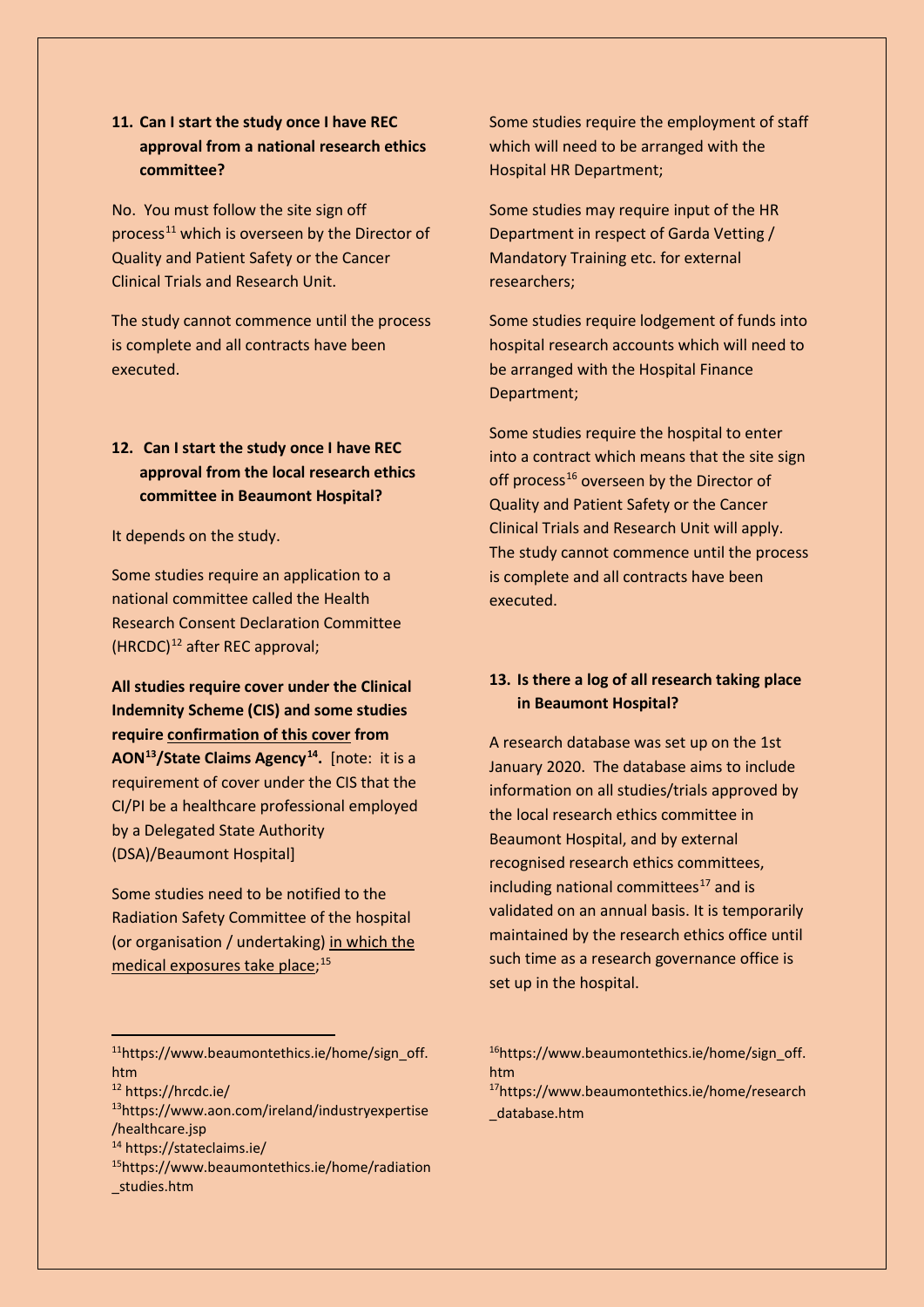## 11. Can I start the study once I have REC approval from a national research ethics committee?

No. You must follow the site sign off process[11] which is overseen by the Director of Quality and Patient Safety or the Cancer Clinical Trials and Research Unit.

The study cannot commence until the process is complete and all contracts have been executed.

## 12. Can I start the study once I have REC approval from the local research ethics committee in Beaumont Hospital?

It depends on the study.

Some studies require an application to a national committee called the Health Research Consent Declaration Committee (HRCDC)[12] after REC approval;

**All studies require cover under the Clinical Indemnity Scheme (CIS) and some studies require confirmation of this cover from AON[13]/State Claims Agency[14].** [note: it is a requirement of cover under the CIS that the CI/PI be a healthcare professional employed by a Delegated State Authority (DSA)/Beaumont Hospital]

Some studies need to be notified to the Radiation Safety Committee of the hospital (or organisation / undertaking) in which the medical exposures take place;[15]

Some studies require the employment of staff which will need to be arranged with the Hospital HR Department;

Some studies may require input of the HR Department in respect of Garda Vetting / Mandatory Training etc. for external researchers;

Some studies require lodgement of funds into hospital research accounts which will need to be arranged with the Hospital Finance Department;

Some studies require the hospital to enter into a contract which means that the site sign off process[16] overseen by the Director of Quality and Patient Safety or the Cancer Clinical Trials and Research Unit will apply. The study cannot commence until the process is complete and all contracts have been executed.

## 13. Is there a log of all research taking place in Beaumont Hospital?

A research database was set up on the 1st January 2020. The database aims to include information on all studies/trials approved by the local research ethics committee in Beaumont Hospital, and by external recognised research ethics committees, including national committees[17] and is validated on an annual basis. It is temporarily maintained by the research ethics office until such time as a research governance office is set up in the hospital.

---

[11] https://www.beaumontethics.ie/home/sign_off.htm

[12] https://hrcdc.ie/

[13] https://www.aon.com/ireland/industryexpertise/healthcare.jsp

[14] https://stateclaims.ie/

[15] https://www.beaumontethics.ie/home/radiation_studies.htm

[16] https://www.beaumontethics.ie/home/sign_off.htm

[17] https://www.beaumontethics.ie/home/research_database.htm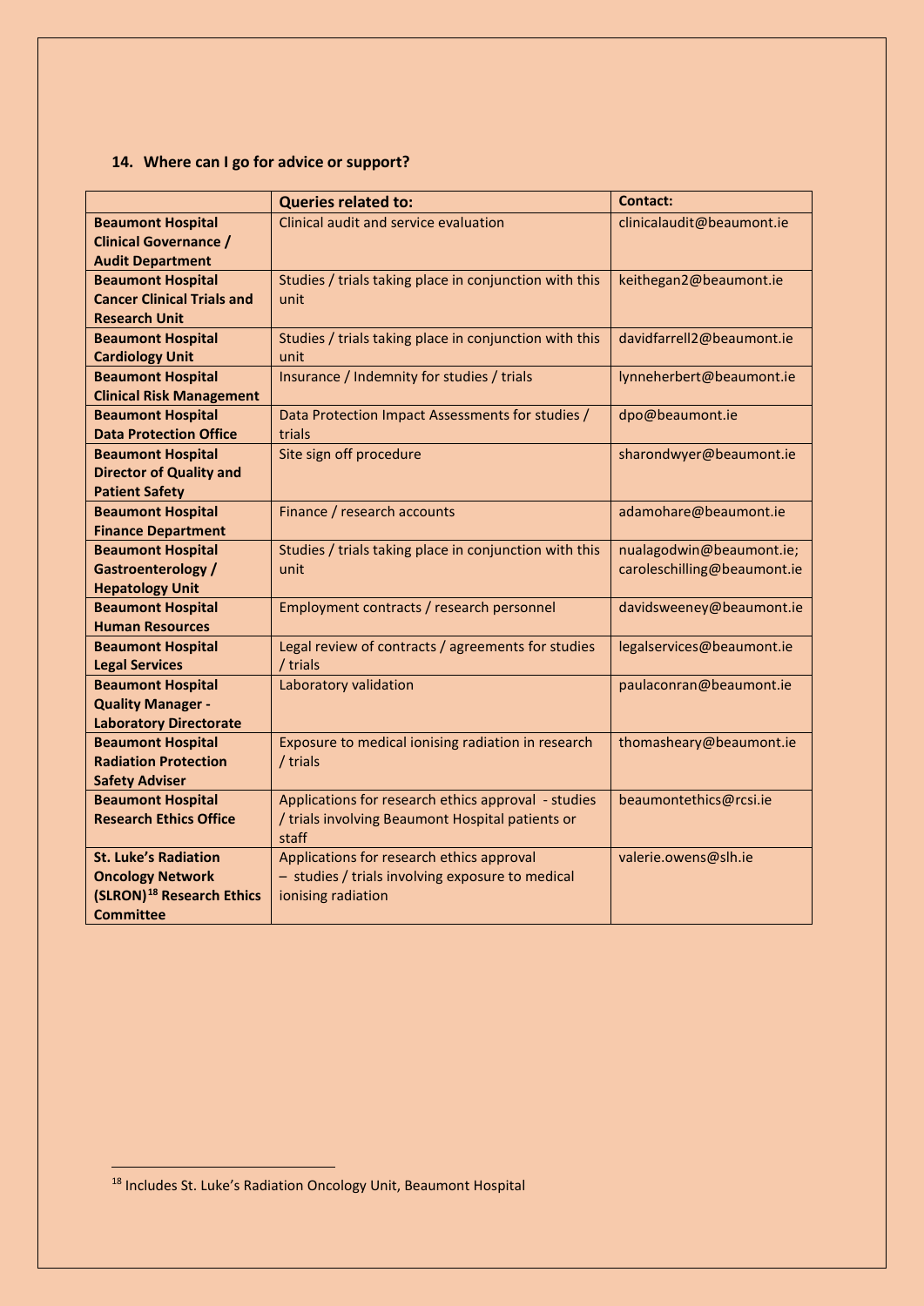## 14. Where can I go for advice or support?

| | Queries related to: | Contact: |
|---|---|---|
| **Beaumont Hospital Clinical Governance / Audit Department** | Clinical audit and service evaluation | clinicalaudit@beaumont.ie |
| **Beaumont Hospital Cancer Clinical Trials and Research Unit** | Studies / trials taking place in conjunction with this unit | keithegan2@beaumont.ie |
| **Beaumont Hospital Cardiology Unit** | Studies / trials taking place in conjunction with this unit | davidfarrell2@beaumont.ie |
| **Beaumont Hospital Clinical Risk Management** | Insurance / Indemnity for studies / trials | lynneherbert@beaumont.ie |
| **Beaumont Hospital Data Protection Office** | Data Protection Impact Assessments for studies / trials | dpo@beaumont.ie |
| **Beaumont Hospital Director of Quality and Patient Safety** | Site sign off procedure | sharondwyer@beaumont.ie |
| **Beaumont Hospital Finance Department** | Finance / research accounts | adamohare@beaumont.ie |
| **Beaumont Hospital Gastroenterology / Hepatology Unit** | Studies / trials taking place in conjunction with this unit | nualagodwin@beaumont.ie; caroleschilling@beaumont.ie |
| **Beaumont Hospital Human Resources** | Employment contracts / research personnel | davidsweeney@beaumont.ie |
| **Beaumont Hospital Legal Services** | Legal review of contracts / agreements for studies / trials | legalservices@beaumont.ie |
| **Beaumont Hospital Quality Manager - Laboratory Directorate** | Laboratory validation | paulaconran@beaumont.ie |
| **Beaumont Hospital Radiation Protection Safety Adviser** | Exposure to medical ionising radiation in research / trials | thomasheary@beaumont.ie |
| **Beaumont Hospital Research Ethics Office** | Applications for research ethics approval - studies / trials involving Beaumont Hospital patients or staff | beaumontethics@rcsi.ie |
| **St. Luke's Radiation Oncology Network (SLRON)[18] Research Ethics Committee** | Applications for research ethics approval – studies / trials involving exposure to medical ionising radiation | valerie.owens@slh.ie |

[18] Includes St. Luke's Radiation Oncology Unit, Beaumont Hospital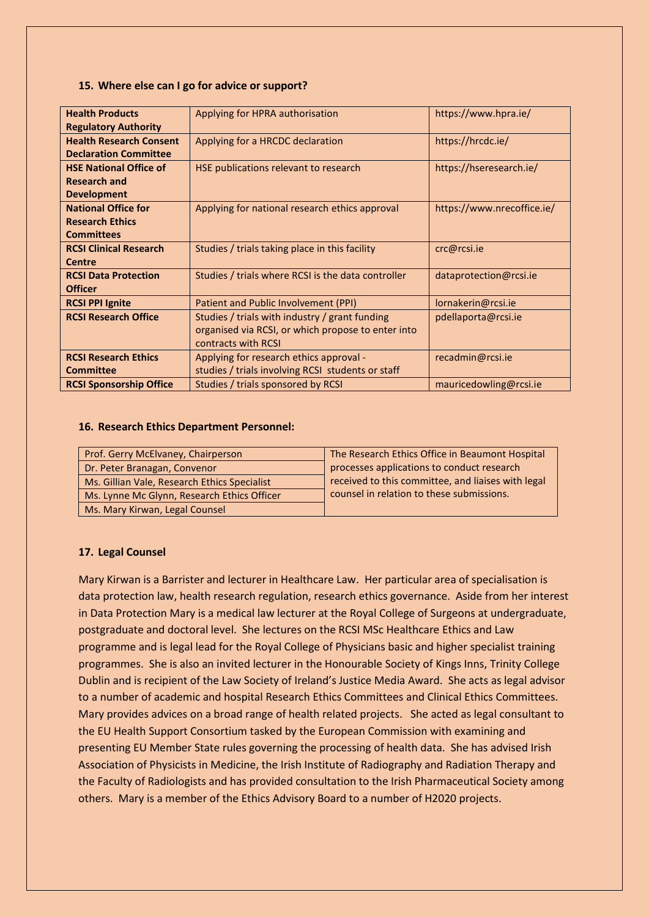### 15. Where else can I go for advice or support?

| | | |
|---|---|---|
| **Health Products Regulatory Authority** | Applying for HPRA authorisation | https://www.hpra.ie/ |
| **Health Research Consent Declaration Committee** | Applying for a HRCDC declaration | https://hrcdc.ie/ |
| **HSE National Office of Research and Development** | HSE publications relevant to research | https://hseresearch.ie/ |
| **National Office for Research Ethics Committees** | Applying for national research ethics approval | https://www.nrecoffice.ie/ |
| **RCSI Clinical Research Centre** | Studies / trials taking place in this facility | crc@rcsi.ie |
| **RCSI Data Protection Officer** | Studies / trials where RCSI is the data controller | dataprotection@rcsi.ie |
| **RCSI PPI Ignite** | Patient and Public Involvement (PPI) | lornakerin@rcsi.ie |
| **RCSI Research Office** | Studies / trials with industry / grant funding organised via RCSI, or which propose to enter into contracts with RCSI | pdellaporta@rcsi.ie |
| **RCSI Research Ethics Committee** | Applying for research ethics approval - studies / trials involving RCSI students or staff | recadmin@rcsi.ie |
| **RCSI Sponsorship Office** | Studies / trials sponsored by RCSI | mauricedowling@rcsi.ie |

### 16. Research Ethics Department Personnel:

| | |
|---|---|
| Prof. Gerry McElvaney, Chairperson | The Research Ethics Office in Beaumont Hospital processes applications to conduct research received to this committee, and liaises with legal counsel in relation to these submissions. |
| Dr. Peter Branagan, Convenor | |
| Ms. Gillian Vale, Research Ethics Specialist | |
| Ms. Lynne Mc Glynn, Research Ethics Officer | |
| Ms. Mary Kirwan, Legal Counsel | |

### 17. Legal Counsel

Mary Kirwan is a Barrister and lecturer in Healthcare Law. Her particular area of specialisation is data protection law, health research regulation, research ethics governance. Aside from her interest in Data Protection Mary is a medical law lecturer at the Royal College of Surgeons at undergraduate, postgraduate and doctoral level. She lectures on the RCSI MSc Healthcare Ethics and Law programme and is legal lead for the Royal College of Physicians basic and higher specialist training programmes. She is also an invited lecturer in the Honourable Society of Kings Inns, Trinity College Dublin and is recipient of the Law Society of Ireland's Justice Media Award. She acts as legal advisor to a number of academic and hospital Research Ethics Committees and Clinical Ethics Committees. Mary provides advices on a broad range of health related projects. She acted as legal consultant to the EU Health Support Consortium tasked by the European Commission with examining and presenting EU Member State rules governing the processing of health data. She has advised Irish Association of Physicists in Medicine, the Irish Institute of Radiography and Radiation Therapy and the Faculty of Radiologists and has provided consultation to the Irish Pharmaceutical Society among others. Mary is a member of the Ethics Advisory Board to a number of H2020 projects.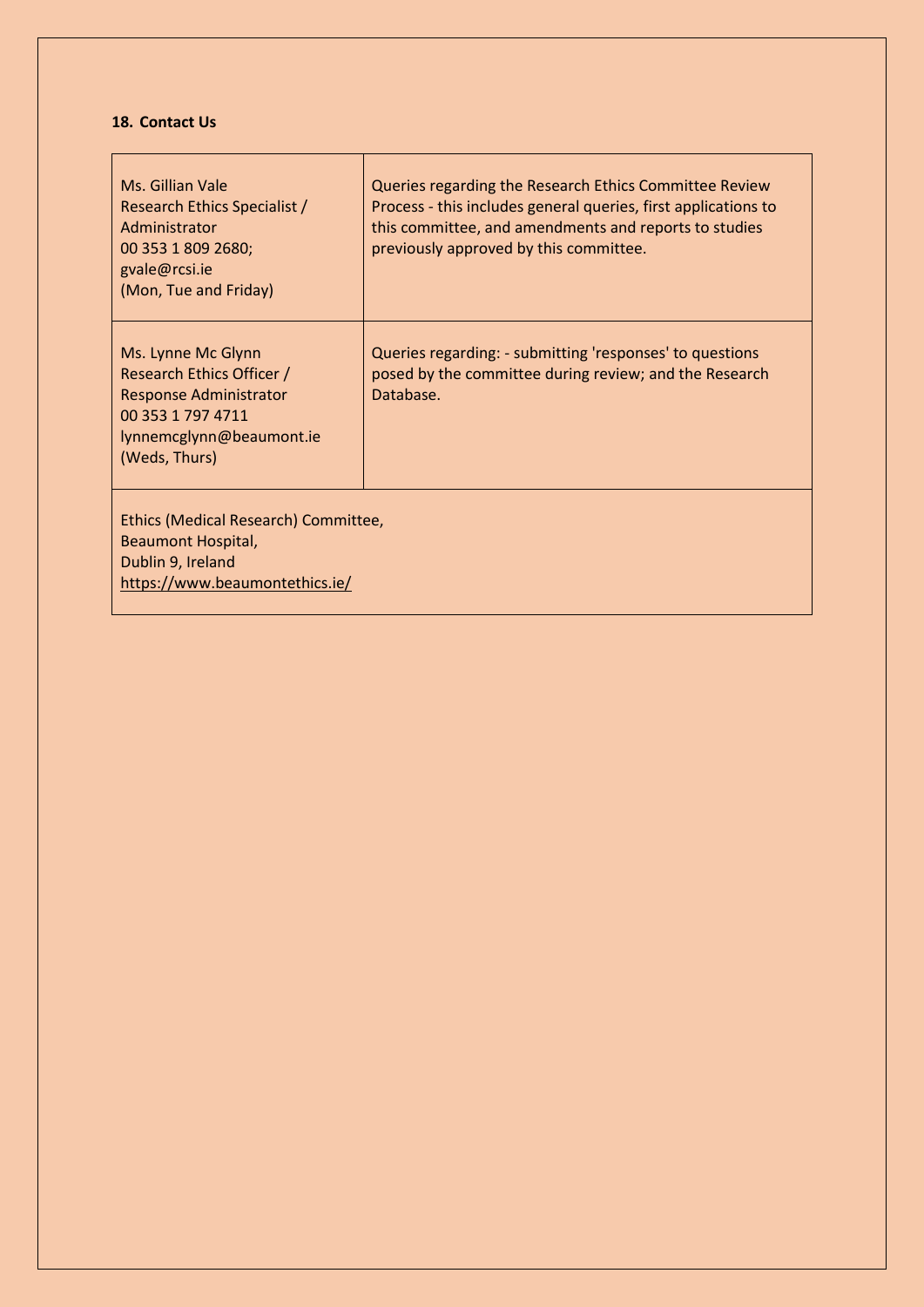## 18. Contact Us

| | |
|---|---|
| Ms. Gillian Vale<br>Research Ethics Specialist / Administrator<br>00 353 1 809 2680;<br>gvale@rcsi.ie<br>(Mon, Tue and Friday) | Queries regarding the Research Ethics Committee Review Process - this includes general queries, first applications to this committee, and amendments and reports to studies previously approved by this committee. |
| Ms. Lynne Mc Glynn<br>Research Ethics Officer / Response Administrator<br>00 353 1 797 4711<br>lynnemcglynn@beaumont.ie<br>(Weds, Thurs) | Queries regarding: - submitting 'responses' to questions posed by the committee during review; and the Research Database. |
| Ethics (Medical Research) Committee,<br>Beaumont Hospital,<br>Dublin 9, Ireland<br>https://www.beaumontethics.ie/ | |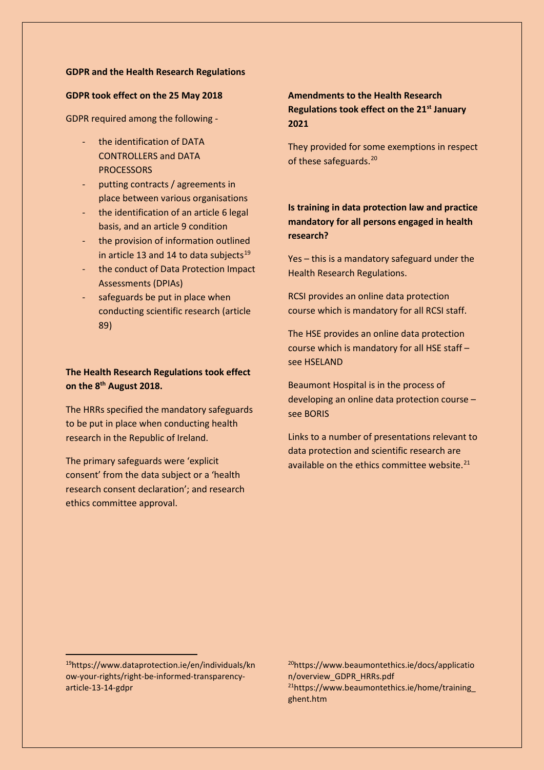**GDPR and the Health Research Regulations**

**GDPR took effect on the 25 May 2018**

GDPR required among the following -

- the identification of DATA CONTROLLERS and DATA PROCESSORS
- putting contracts / agreements in place between various organisations
- the identification of an article 6 legal basis, and an article 9 condition
- the provision of information outlined in article 13 and 14 to data subjects[19]
- the conduct of Data Protection Impact Assessments (DPIAs)
- safeguards be put in place when conducting scientific research (article 89)

**The Health Research Regulations took effect on the 8th August 2018.**

The HRRs specified the mandatory safeguards to be put in place when conducting health research in the Republic of Ireland.

The primary safeguards were 'explicit consent' from the data subject or a 'health research consent declaration'; and research ethics committee approval.

**Amendments to the Health Research Regulations took effect on the 21st January 2021**

They provided for some exemptions in respect of these safeguards.[20]

**Is training in data protection law and practice mandatory for all persons engaged in health research?**

Yes – this is a mandatory safeguard under the Health Research Regulations.

RCSI provides an online data protection course which is mandatory for all RCSI staff.

The HSE provides an online data protection course which is mandatory for all HSE staff – see HSELAND

Beaumont Hospital is in the process of developing an online data protection course – see BORIS

Links to a number of presentations relevant to data protection and scientific research are available on the ethics committee website.[21]

[19] https://www.dataprotection.ie/en/individuals/know-your-rights/right-be-informed-transparency-article-13-14-gdpr

[20] https://www.beaumontethics.ie/docs/application/overview_GDPR_HRRs.pdf

[21] https://www.beaumontethics.ie/home/training_ghent.htm